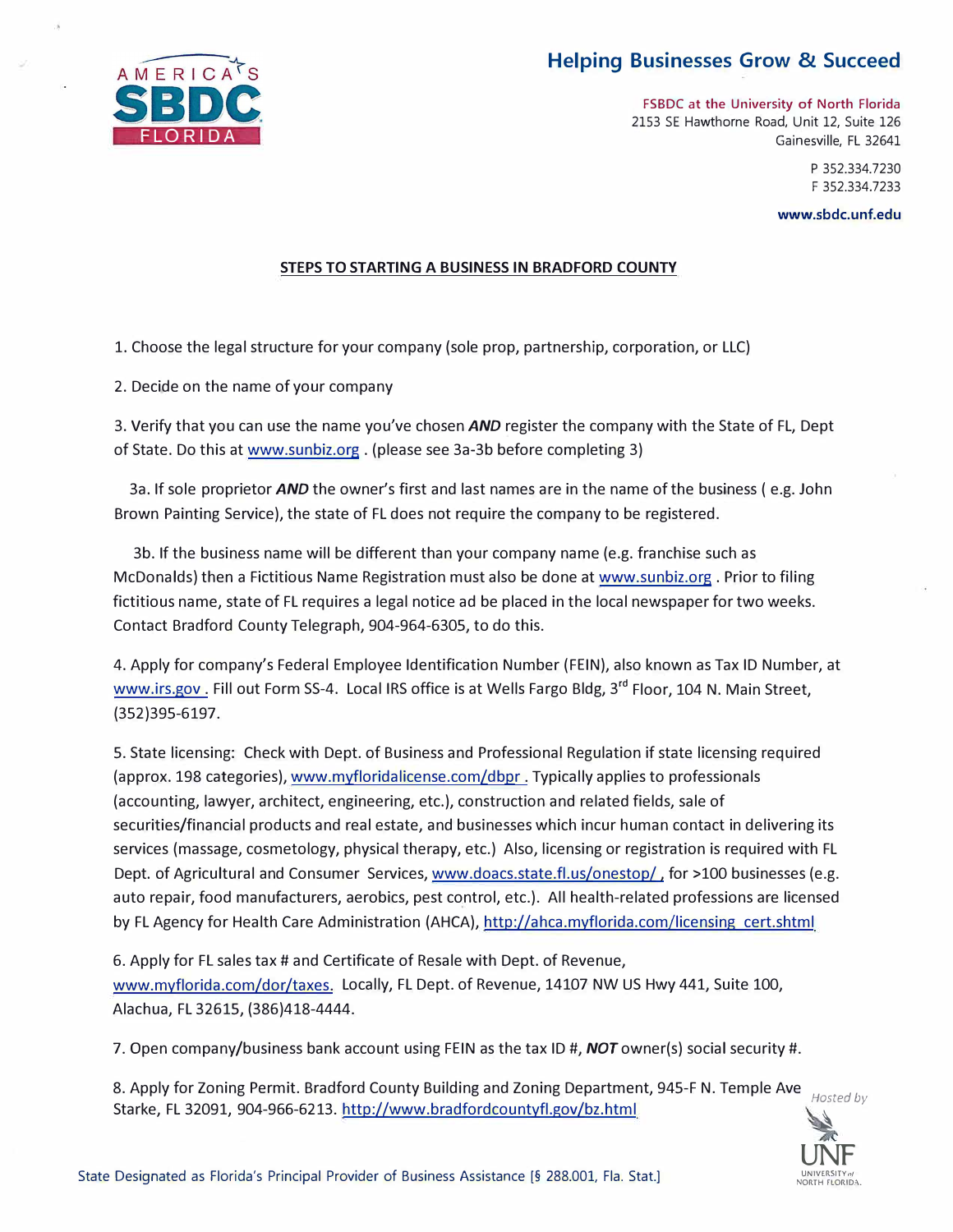Helping Businesses Grow & Succeed

FSBDC at the University of North Florida
2153 SE Hawthorne Road, Unit 12, Suite 126
Gainesville, FL 32641

P 352.334.7230
F 352.334.7233

www.sbdc.unf.edu

## STEPS TO STARTING A BUSINESS IN BRADFORD COUNTY

1. Choose the legal structure for your company (sole prop, partnership, corporation, or LLC)

2. Decide on the name of your company

3. Verify that you can use the name you've chosen ***AND*** register the company with the State of FL, Dept of State. Do this at www.sunbiz.org . (please see 3a-3b before completing 3)

 3a. If sole proprietor ***AND*** the owner's first and last names are in the name of the business ( e.g. John Brown Painting Service), the state of FL does not require the company to be registered.

 3b. If the business name will be different than your company name (e.g. franchise such as McDonalds) then a Fictitious Name Registration must also be done at www.sunbiz.org . Prior to filing fictitious name, state of FL requires a legal notice ad be placed in the local newspaper for two weeks. Contact Bradford County Telegraph, 904-964-6305, to do this.

4. Apply for company's Federal Employee Identification Number (FEIN), also known as Tax ID Number, at www.irs.gov . Fill out Form SS-4. Local IRS office is at Wells Fargo Bldg, 3rd Floor, 104 N. Main Street, (352)395-6197.

5. State licensing: Check with Dept. of Business and Professional Regulation if state licensing required (approx. 198 categories), www.myfloridalicense.com/dbpr . Typically applies to professionals (accounting, lawyer, architect, engineering, etc.), construction and related fields, sale of securities/financial products and real estate, and businesses which incur human contact in delivering its services (massage, cosmetology, physical therapy, etc.) Also, licensing or registration is required with FL Dept. of Agricultural and Consumer Services, www.doacs.state.fl.us/onestop/ , for >100 businesses (e.g. auto repair, food manufacturers, aerobics, pest control, etc.). All health-related professions are licensed by FL Agency for Health Care Administration (AHCA), http://ahca.myflorida.com/licensing_cert.shtml

6. Apply for FL sales tax # and Certificate of Resale with Dept. of Revenue, www.myflorida.com/dor/taxes. Locally, FL Dept. of Revenue, 14107 NW US Hwy 441, Suite 100, Alachua, FL 32615, (386)418-4444.

7. Open company/business bank account using FEIN as the tax ID #, ***NOT*** owner(s) social security #.

8. Apply for Zoning Permit. Bradford County Building and Zoning Department, 945-F N. Temple Ave Starke, FL 32091, 904-966-6213. http://www.bradfordcountyfl.gov/bz.html

Hosted by UNF University of North Florida

State Designated as Florida's Principal Provider of Business Assistance [§ 288.001, Fla. Stat.]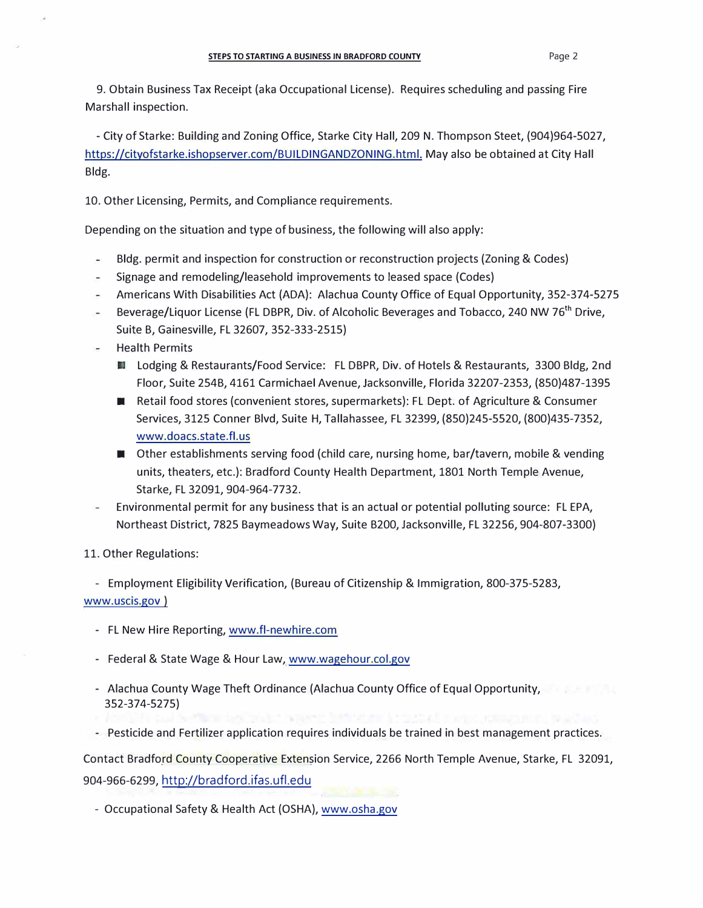9. Obtain Business Tax Receipt (aka Occupational License). Requires scheduling and passing Fire Marshall inspection.

- City of Starke: Building and Zoning Office, Starke City Hall, 209 N. Thompson Steet, (904)964-5027, https://cityofstarke.ishopserver.com/BUILDINGANDZONING.html. May also be obtained at City Hall Bldg.

10. Other Licensing, Permits, and Compliance requirements.

Depending on the situation and type of business, the following will also apply:

- Bldg. permit and inspection for construction or reconstruction projects (Zoning & Codes)
- Signage and remodeling/leasehold improvements to leased space (Codes)
- Americans With Disabilities Act (ADA): Alachua County Office of Equal Opportunity, 352-374-5275
- Beverage/Liquor License (FL DBPR, Div. of Alcoholic Beverages and Tobacco, 240 NW 76th Drive, Suite B, Gainesville, FL 32607, 352-333-2515)
- Health Permits
  - Lodging & Restaurants/Food Service: FL DBPR, Div. of Hotels & Restaurants, 3300 Bldg, 2nd Floor, Suite 254B, 4161 Carmichael Avenue, Jacksonville, Florida 32207-2353, (850)487-1395
  - Retail food stores (convenient stores, supermarkets): FL Dept. of Agriculture & Consumer Services, 3125 Conner Blvd, Suite H, Tallahassee, FL 32399, (850)245-5520, (800)435-7352, www.doacs.state.fl.us
  - Other establishments serving food (child care, nursing home, bar/tavern, mobile & vending units, theaters, etc.): Bradford County Health Department, 1801 North Temple Avenue, Starke, FL 32091, 904-964-7732.
- Environmental permit for any business that is an actual or potential polluting source: FL EPA, Northeast District, 7825 Baymeadows Way, Suite B200, Jacksonville, FL 32256, 904-807-3300)

11. Other Regulations:

- Employment Eligibility Verification, (Bureau of Citizenship & Immigration, 800-375-5283, www.uscis.gov )

- FL New Hire Reporting, www.fl-newhire.com

- Federal & State Wage & Hour Law, www.wagehour.col.gov

- Alachua County Wage Theft Ordinance (Alachua County Office of Equal Opportunity, 352-374-5275)

- Pesticide and Fertilizer application requires individuals be trained in best management practices.

Contact Bradford County Cooperative Extension Service, 2266 North Temple Avenue, Starke, FL 32091, 904-966-6299, http://bradford.ifas.ufl.edu

- Occupational Safety & Health Act (OSHA), www.osha.gov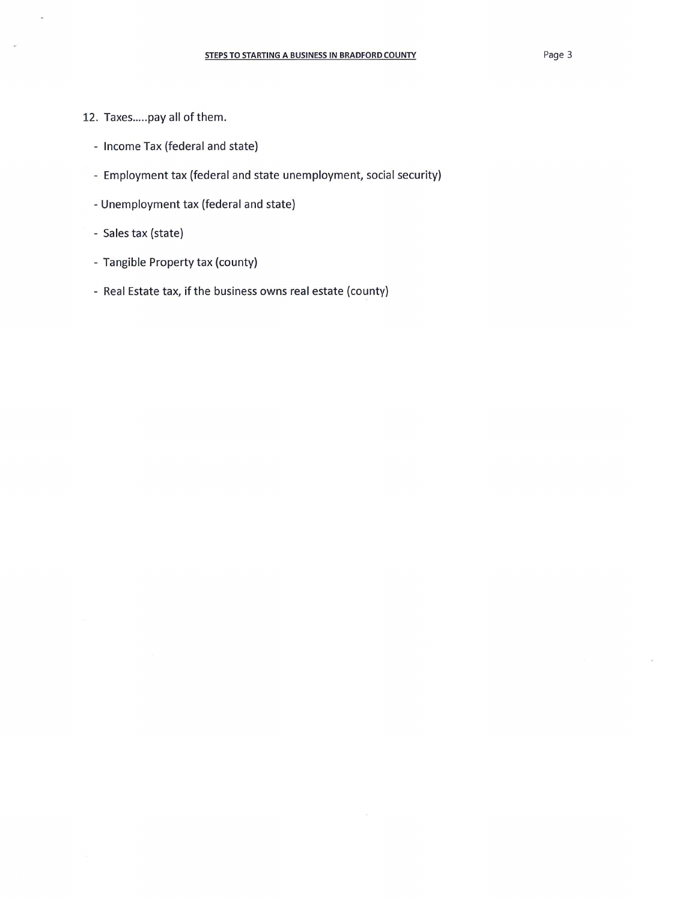12. Taxes.....pay all of them.

   - Income Tax (federal and state)
   - Employment tax (federal and state unemployment, social security)
   - Unemployment tax (federal and state)
   - Sales tax (state)
   - Tangible Property tax (county)
   - Real Estate tax, if the business owns real estate (county)